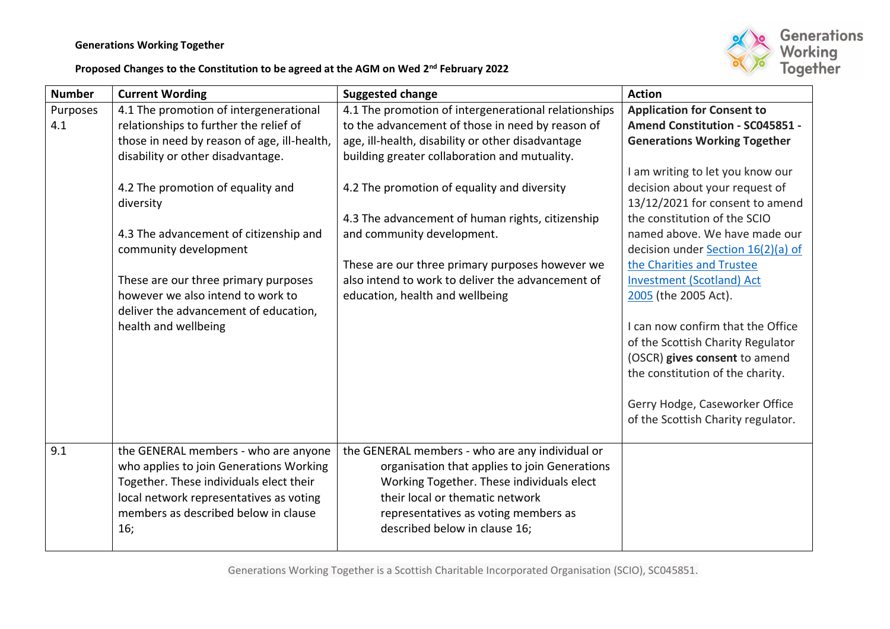**Generations Working Together**

**Proposed Changes to the Constitution to be agreed at the AGM on Wed 2nd February 2022**

| Number | Current Wording | Suggested change | Action |
|---|---|---|---|
| Purposes 4.1 | 4.1 The promotion of intergenerational relationships to further the relief of those in need by reason of age, ill-health, disability or other disadvantage.<br><br>4.2 The promotion of equality and diversity<br><br>4.3 The advancement of citizenship and community development<br><br>These are our three primary purposes however we also intend to work to deliver the advancement of education, health and wellbeing | 4.1 The promotion of intergenerational relationships to the advancement of those in need by reason of age, ill-health, disability or other disadvantage building greater collaboration and mutuality.<br><br>4.2 The promotion of equality and diversity<br><br>4.3 The advancement of human rights, citizenship and community development.<br><br>These are our three primary purposes however we also intend to work to deliver the advancement of education, health and wellbeing | **Application for Consent to Amend Constitution - SC045851 - Generations Working Together**<br><br>I am writing to let you know our decision about your request of 13/12/2021 for consent to amend the constitution of the SCIO named above. We have made our decision under [Section 16(2)(a) of the Charities and Trustee Investment (Scotland) Act 2005] (the 2005 Act).<br><br>I can now confirm that the Office of the Scottish Charity Regulator (OSCR) **gives consent** to amend the constitution of the charity.<br><br>Gerry Hodge, Caseworker Office of the Scottish Charity regulator. |
| 9.1 | the GENERAL members - who are anyone who applies to join Generations Working Together. These individuals elect their local network representatives as voting members as described below in clause 16; | the GENERAL members - who are any individual or organisation that applies to join Generations Working Together. These individuals elect their local or thematic network representatives as voting members as described below in clause 16; | |

Generations Working Together is a Scottish Charitable Incorporated Organisation (SCIO), SC045851.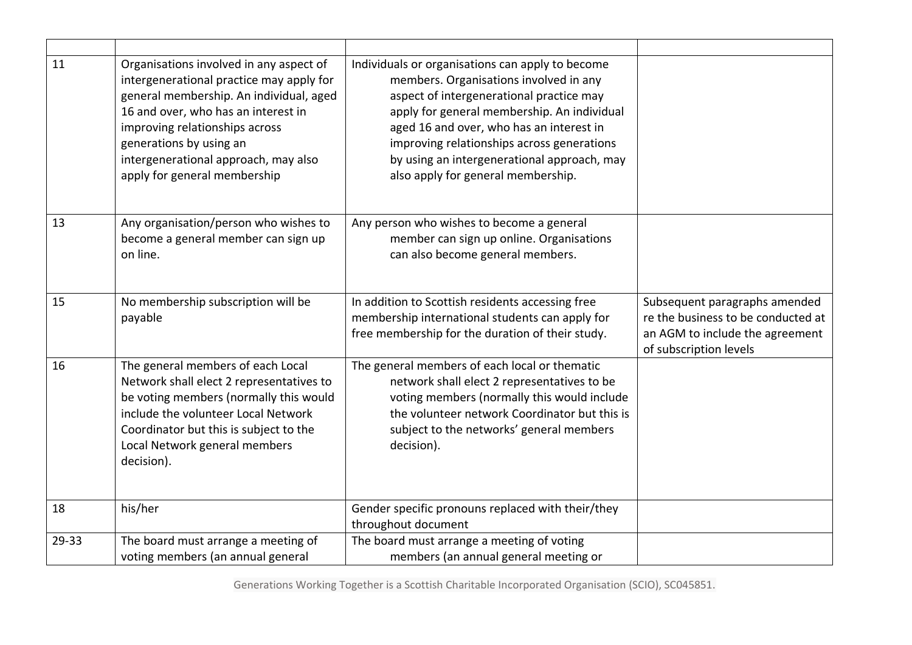| | | | |
|---|---|---|---|
| 11 | Organisations involved in any aspect of intergenerational practice may apply for general membership. An individual, aged 16 and over, who has an interest in improving relationships across generations by using an intergenerational approach, may also apply for general membership | Individuals or organisations can apply to become members. Organisations involved in any aspect of intergenerational practice may apply for general membership. An individual aged 16 and over, who has an interest in improving relationships across generations by using an intergenerational approach, may also apply for general membership. | |
| 13 | Any organisation/person who wishes to become a general member can sign up on line. | Any person who wishes to become a general member can sign up online. Organisations can also become general members. | |
| 15 | No membership subscription will be payable | In addition to Scottish residents accessing free membership international students can apply for free membership for the duration of their study. | Subsequent paragraphs amended re the business to be conducted at an AGM to include the agreement of subscription levels |
| 16 | The general members of each Local Network shall elect 2 representatives to be voting members (normally this would include the volunteer Local Network Coordinator but this is subject to the Local Network general members decision). | The general members of each local or thematic network shall elect 2 representatives to be voting members (normally this would include the volunteer network Coordinator but this is subject to the networks' general members decision). | |
| 18 | his/her | Gender specific pronouns replaced with their/they throughout document | |
| 29-33 | The board must arrange a meeting of voting members (an annual general | The board must arrange a meeting of voting members (an annual general meeting or | |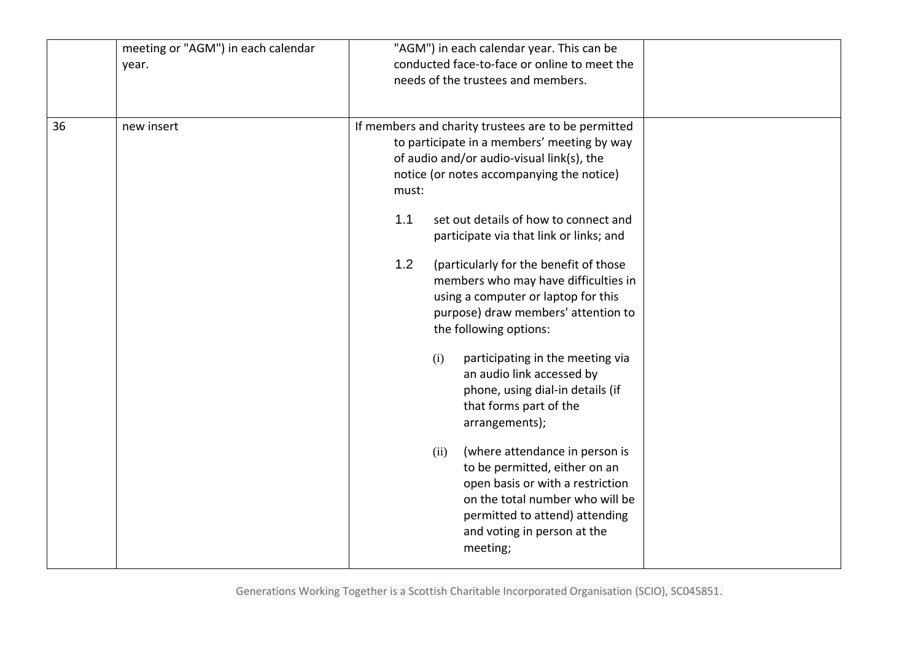|  |  |  |  |
| --- | --- | --- | --- |
|  | meeting or "AGM") in each calendar year. | "AGM") in each calendar year. This can be conducted face-to-face or online to meet the needs of the trustees and members. |  |
| 36 | new insert | If members and charity trustees are to be permitted to participate in a members' meeting by way of audio and/or audio-visual link(s), the notice (or notes accompanying the notice) must:<br><br>1.1 set out details of how to connect and participate via that link or links; and<br><br>1.2 (particularly for the benefit of those members who may have difficulties in using a computer or laptop for this purpose) draw members' attention to the following options:<br><br>(i) participating in the meeting via an audio link accessed by phone, using dial-in details (if that forms part of the arrangements);<br><br>(ii) (where attendance in person is to be permitted, either on an open basis or with a restriction on the total number who will be permitted to attend) attending and voting in person at the meeting; |  |

Generations Working Together is a Scottish Charitable Incorporated Organisation (SCIO), SC045851.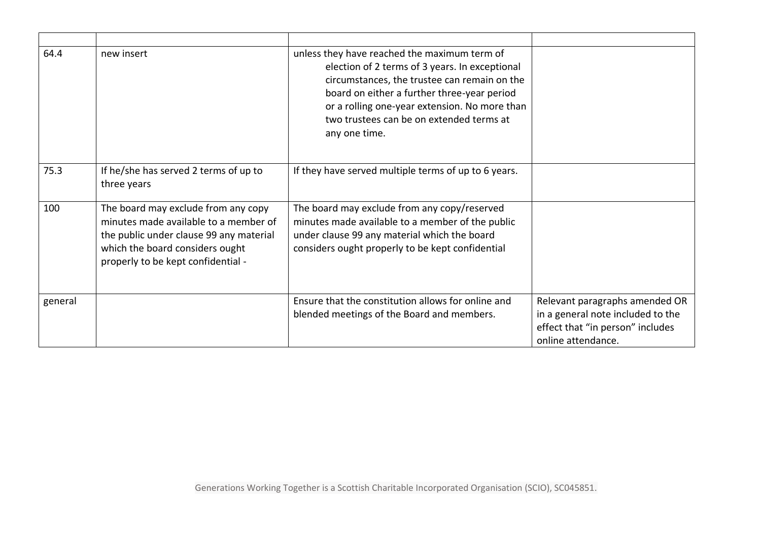| | | | |
|---|---|---|---|
| 64.4 | new insert | unless they have reached the maximum term of election of 2 terms of 3 years. In exceptional circumstances, the trustee can remain on the board on either a further three-year period or a rolling one-year extension. No more than two trustees can be on extended terms at any one time. | |
| 75.3 | If he/she has served 2 terms of up to three years | If they have served multiple terms of up to 6 years. | |
| 100 | The board may exclude from any copy minutes made available to a member of the public under clause 99 any material which the board considers ought properly to be kept confidential - | The board may exclude from any copy/reserved minutes made available to a member of the public under clause 99 any material which the board considers ought properly to be kept confidential | |
| general | | Ensure that the constitution allows for online and blended meetings of the Board and members. | Relevant paragraphs amended OR in a general note included to the effect that "in person" includes online attendance. |